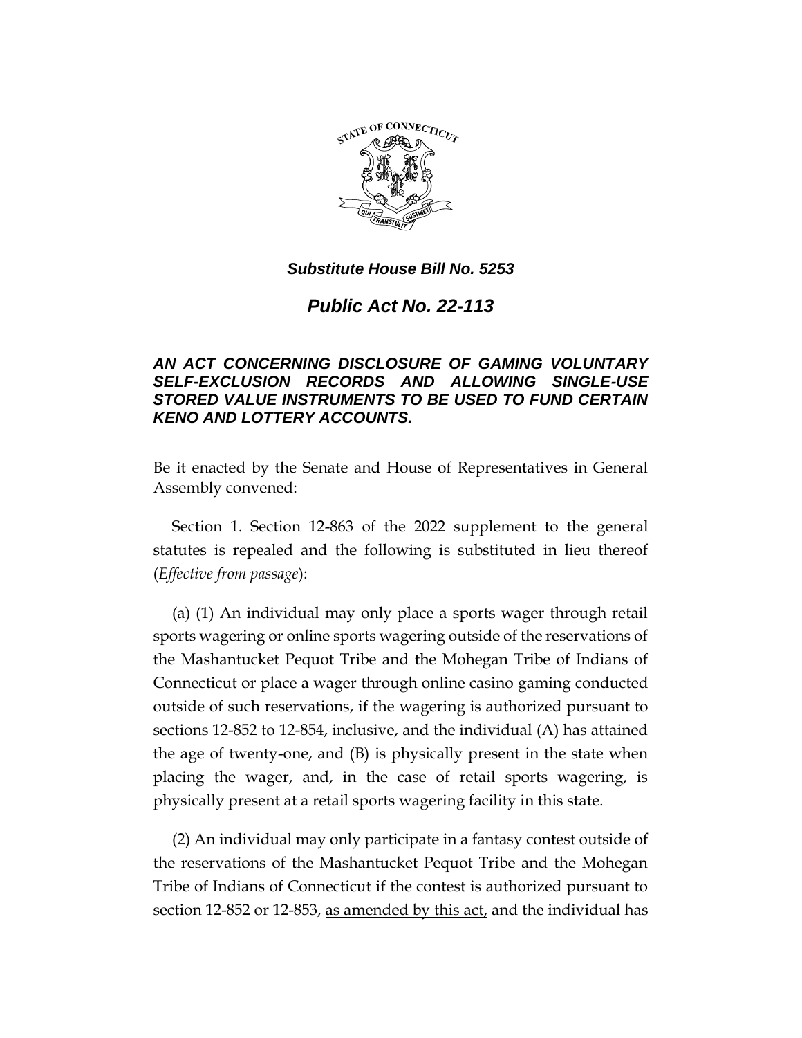***Substitute House Bill No. 5253***

# *Public Act No. 22-113*

### *AN ACT CONCERNING DISCLOSURE OF GAMING VOLUNTARY SELF-EXCLUSION RECORDS AND ALLOWING SINGLE-USE STORED VALUE INSTRUMENTS TO BE USED TO FUND CERTAIN KENO AND LOTTERY ACCOUNTS.*

Be it enacted by the Senate and House of Representatives in General Assembly convened:

Section 1. Section 12-863 of the 2022 supplement to the general statutes is repealed and the following is substituted in lieu thereof (*Effective from passage*):

(a) (1) An individual may only place a sports wager through retail sports wagering or online sports wagering outside of the reservations of the Mashantucket Pequot Tribe and the Mohegan Tribe of Indians of Connecticut or place a wager through online casino gaming conducted outside of such reservations, if the wagering is authorized pursuant to sections 12-852 to 12-854, inclusive, and the individual (A) has attained the age of twenty-one, and (B) is physically present in the state when placing the wager, and, in the case of retail sports wagering, is physically present at a retail sports wagering facility in this state.

(2) An individual may only participate in a fantasy contest outside of the reservations of the Mashantucket Pequot Tribe and the Mohegan Tribe of Indians of Connecticut if the contest is authorized pursuant to section 12-852 or 12-853, <u>as amended by this act,</u> and the individual has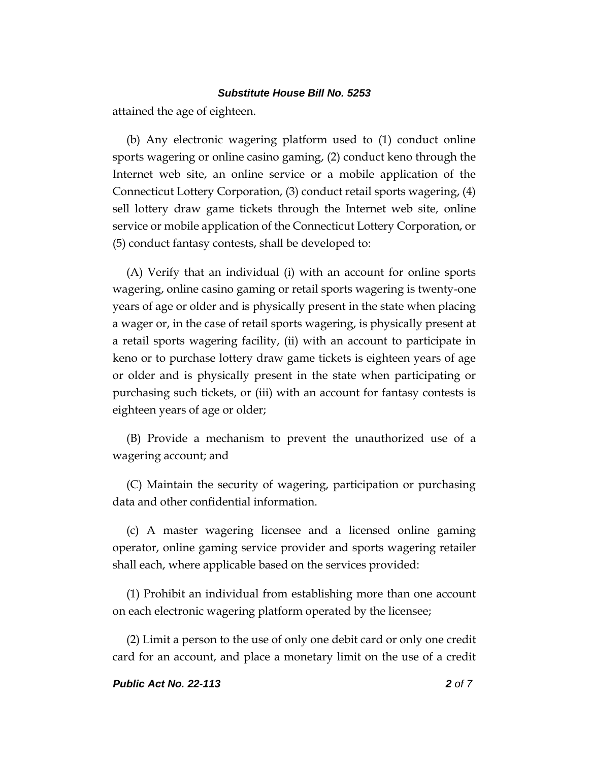attained the age of eighteen.

(b) Any electronic wagering platform used to (1) conduct online sports wagering or online casino gaming, (2) conduct keno through the Internet web site, an online service or a mobile application of the Connecticut Lottery Corporation, (3) conduct retail sports wagering, (4) sell lottery draw game tickets through the Internet web site, online service or mobile application of the Connecticut Lottery Corporation, or (5) conduct fantasy contests, shall be developed to:

(A) Verify that an individual (i) with an account for online sports wagering, online casino gaming or retail sports wagering is twenty-one years of age or older and is physically present in the state when placing a wager or, in the case of retail sports wagering, is physically present at a retail sports wagering facility, (ii) with an account to participate in keno or to purchase lottery draw game tickets is eighteen years of age or older and is physically present in the state when participating or purchasing such tickets, or (iii) with an account for fantasy contests is eighteen years of age or older;

(B) Provide a mechanism to prevent the unauthorized use of a wagering account; and

(C) Maintain the security of wagering, participation or purchasing data and other confidential information.

(c) A master wagering licensee and a licensed online gaming operator, online gaming service provider and sports wagering retailer shall each, where applicable based on the services provided:

(1) Prohibit an individual from establishing more than one account on each electronic wagering platform operated by the licensee;

(2) Limit a person to the use of only one debit card or only one credit card for an account, and place a monetary limit on the use of a credit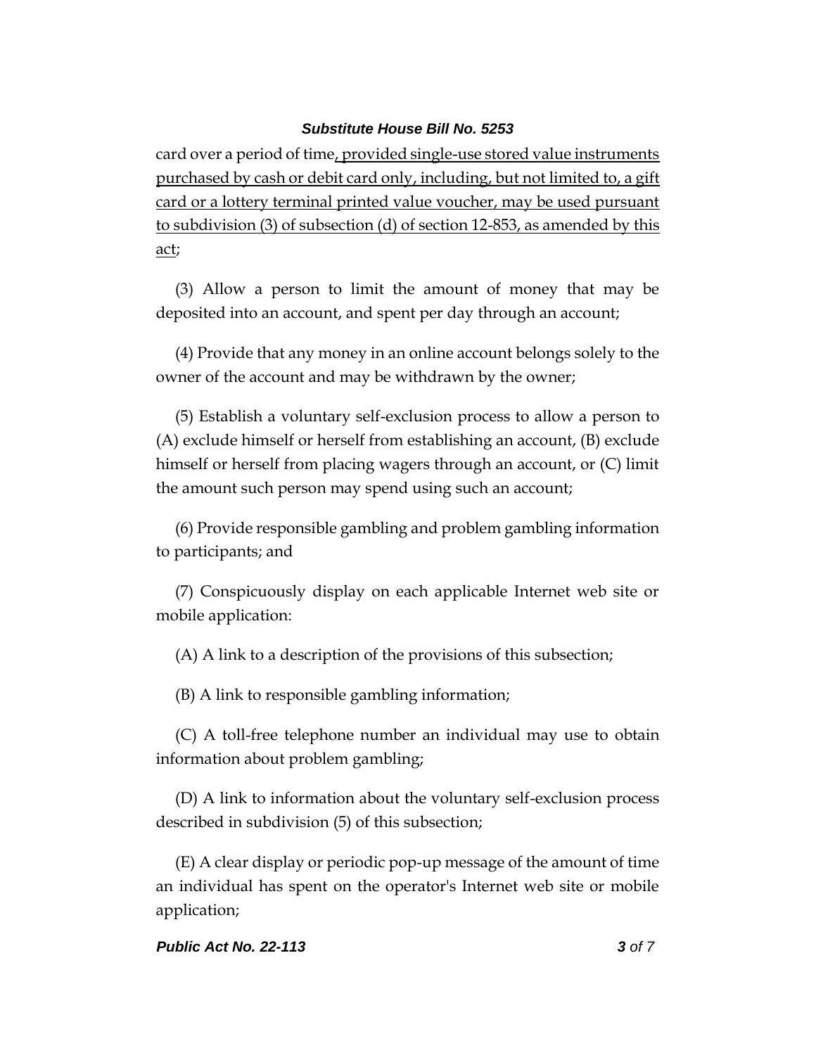card over a period of time, provided single-use stored value instruments purchased by cash or debit card only, including, but not limited to, a gift card or a lottery terminal printed value voucher, may be used pursuant to subdivision (3) of subsection (d) of section 12-853, as amended by this act;

(3) Allow a person to limit the amount of money that may be deposited into an account, and spent per day through an account;

(4) Provide that any money in an online account belongs solely to the owner of the account and may be withdrawn by the owner;

(5) Establish a voluntary self-exclusion process to allow a person to (A) exclude himself or herself from establishing an account, (B) exclude himself or herself from placing wagers through an account, or (C) limit the amount such person may spend using such an account;

(6) Provide responsible gambling and problem gambling information to participants; and

(7) Conspicuously display on each applicable Internet web site or mobile application:

(A) A link to a description of the provisions of this subsection;

(B) A link to responsible gambling information;

(C) A toll-free telephone number an individual may use to obtain information about problem gambling;

(D) A link to information about the voluntary self-exclusion process described in subdivision (5) of this subsection;

(E) A clear display or periodic pop-up message of the amount of time an individual has spent on the operator's Internet web site or mobile application;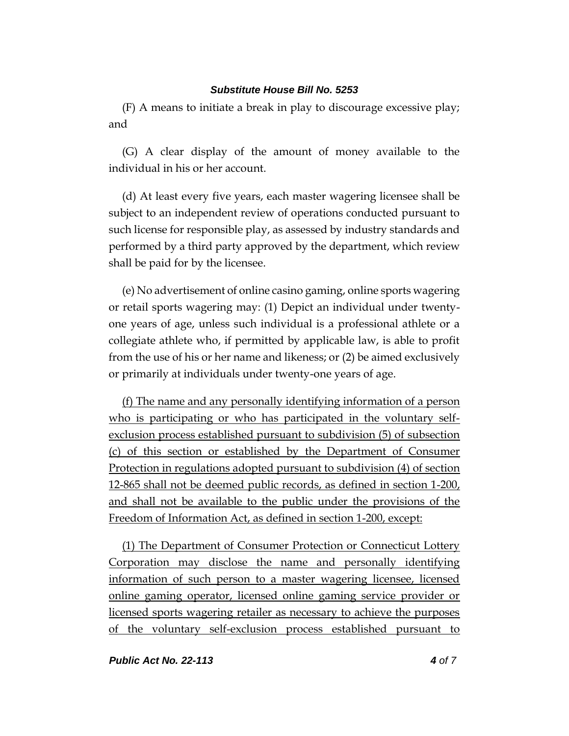(F) A means to initiate a break in play to discourage excessive play; and

(G) A clear display of the amount of money available to the individual in his or her account.

(d) At least every five years, each master wagering licensee shall be subject to an independent review of operations conducted pursuant to such license for responsible play, as assessed by industry standards and performed by a third party approved by the department, which review shall be paid for by the licensee.

(e) No advertisement of online casino gaming, online sports wagering or retail sports wagering may: (1) Depict an individual under twenty-one years of age, unless such individual is a professional athlete or a collegiate athlete who, if permitted by applicable law, is able to profit from the use of his or her name and likeness; or (2) be aimed exclusively or primarily at individuals under twenty-one years of age.

<u>(f) The name and any personally identifying information of a person who is participating or who has participated in the voluntary self-exclusion process established pursuant to subdivision (5) of subsection (c) of this section or established by the Department of Consumer Protection in regulations adopted pursuant to subdivision (4) of section 12-865 shall not be deemed public records, as defined in section 1-200, and shall not be available to the public under the provisions of the Freedom of Information Act, as defined in section 1-200, except:</u>

<u>(1) The Department of Consumer Protection or Connecticut Lottery Corporation may disclose the name and personally identifying information of such person to a master wagering licensee, licensed online gaming operator, licensed online gaming service provider or licensed sports wagering retailer as necessary to achieve the purposes of the voluntary self-exclusion process established pursuant to</u>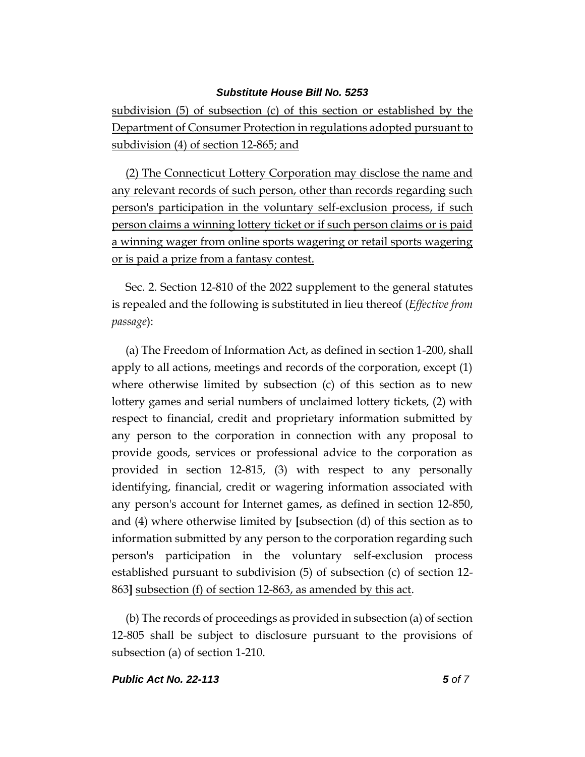<u>subdivision (5) of subsection (c) of this section or established by the Department of Consumer Protection in regulations adopted pursuant to subdivision (4) of section 12-865; and</u>

<u>(2) The Connecticut Lottery Corporation may disclose the name and any relevant records of such person, other than records regarding such person's participation in the voluntary self-exclusion process, if such person claims a winning lottery ticket or if such person claims or is paid a winning wager from online sports wagering or retail sports wagering or is paid a prize from a fantasy contest.</u>

Sec. 2. Section 12-810 of the 2022 supplement to the general statutes is repealed and the following is substituted in lieu thereof (*Effective from passage*):

(a) The Freedom of Information Act, as defined in section 1-200, shall apply to all actions, meetings and records of the corporation, except (1) where otherwise limited by subsection (c) of this section as to new lottery games and serial numbers of unclaimed lottery tickets, (2) with respect to financial, credit and proprietary information submitted by any person to the corporation in connection with any proposal to provide goods, services or professional advice to the corporation as provided in section 12-815, (3) with respect to any personally identifying, financial, credit or wagering information associated with any person's account for Internet games, as defined in section 12-850, and (4) where otherwise limited by **[**subsection (d) of this section as to information submitted by any person to the corporation regarding such person's participation in the voluntary self-exclusion process established pursuant to subdivision (5) of subsection (c) of section 12-863**]** <u>subsection (f) of section 12-863, as amended by this act</u>.

(b) The records of proceedings as provided in subsection (a) of section 12-805 shall be subject to disclosure pursuant to the provisions of subsection (a) of section 1-210.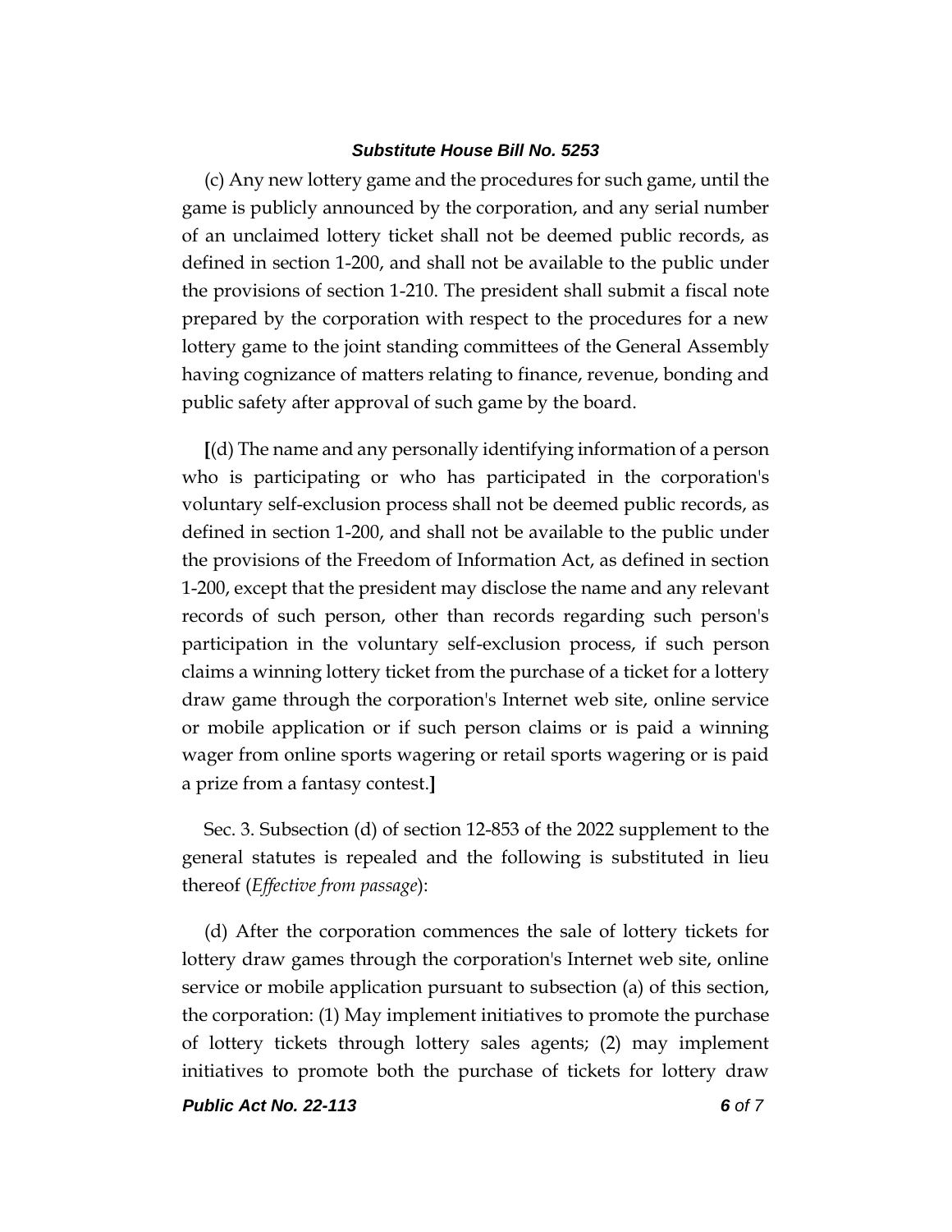(c) Any new lottery game and the procedures for such game, until the game is publicly announced by the corporation, and any serial number of an unclaimed lottery ticket shall not be deemed public records, as defined in section 1-200, and shall not be available to the public under the provisions of section 1-210. The president shall submit a fiscal note prepared by the corporation with respect to the procedures for a new lottery game to the joint standing committees of the General Assembly having cognizance of matters relating to finance, revenue, bonding and public safety after approval of such game by the board.

**[**(d) The name and any personally identifying information of a person who is participating or who has participated in the corporation's voluntary self-exclusion process shall not be deemed public records, as defined in section 1-200, and shall not be available to the public under the provisions of the Freedom of Information Act, as defined in section 1-200, except that the president may disclose the name and any relevant records of such person, other than records regarding such person's participation in the voluntary self-exclusion process, if such person claims a winning lottery ticket from the purchase of a ticket for a lottery draw game through the corporation's Internet web site, online service or mobile application or if such person claims or is paid a winning wager from online sports wagering or retail sports wagering or is paid a prize from a fantasy contest.**]**

Sec. 3. Subsection (d) of section 12-853 of the 2022 supplement to the general statutes is repealed and the following is substituted in lieu thereof (*Effective from passage*):

(d) After the corporation commences the sale of lottery tickets for lottery draw games through the corporation's Internet web site, online service or mobile application pursuant to subsection (a) of this section, the corporation: (1) May implement initiatives to promote the purchase of lottery tickets through lottery sales agents; (2) may implement initiatives to promote both the purchase of tickets for lottery draw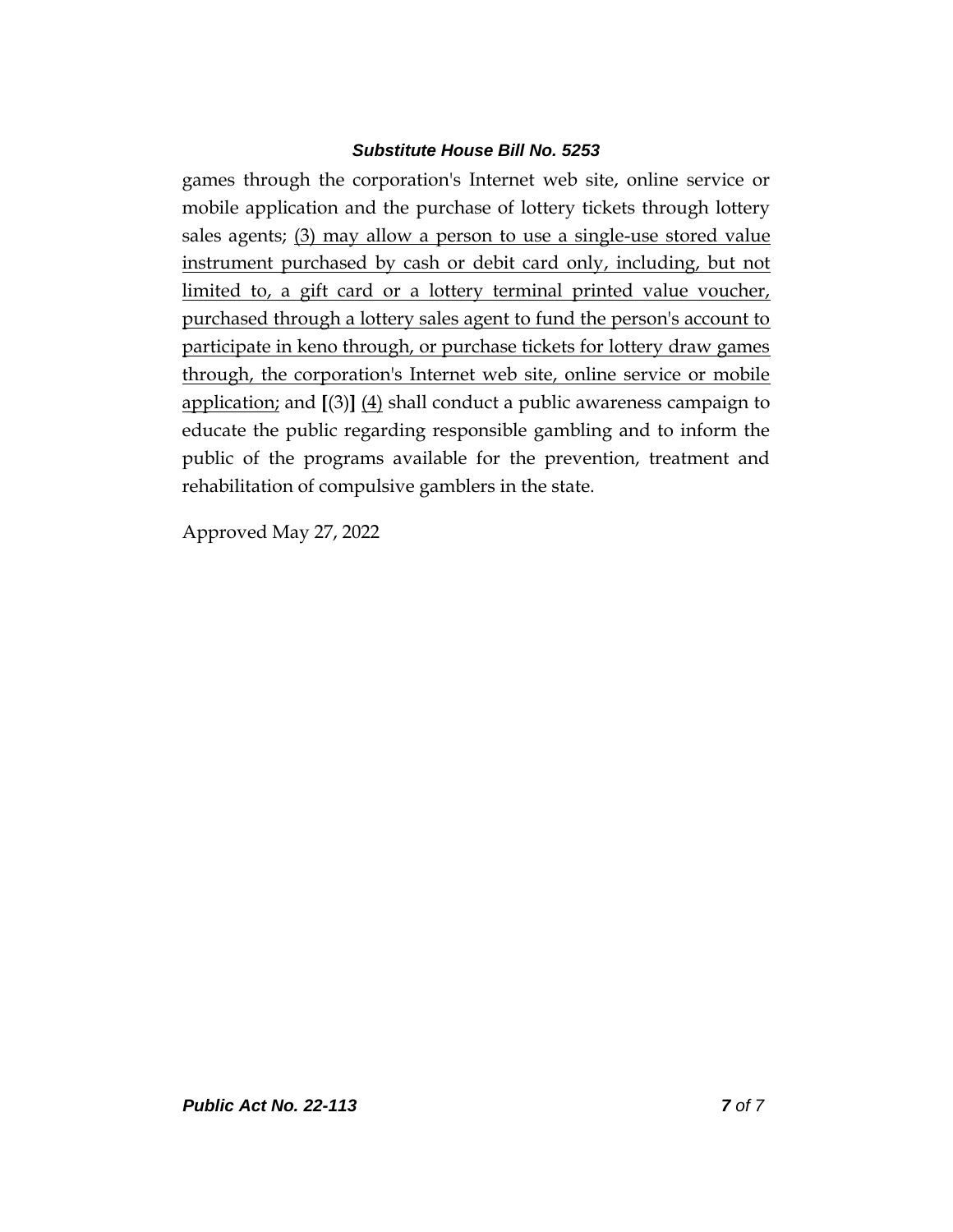games through the corporation's Internet web site, online service or mobile application and the purchase of lottery tickets through lottery sales agents; <u>(3) may allow a person to use a single-use stored value instrument purchased by cash or debit card only, including, but not limited to, a gift card or a lottery terminal printed value voucher, purchased through a lottery sales agent to fund the person's account to participate in keno through, or purchase tickets for lottery draw games through, the corporation's Internet web site, online service or mobile application;</u> and **[**(3)**]** <u>(4)</u> shall conduct a public awareness campaign to educate the public regarding responsible gambling and to inform the public of the programs available for the prevention, treatment and rehabilitation of compulsive gamblers in the state.

Approved May 27, 2022